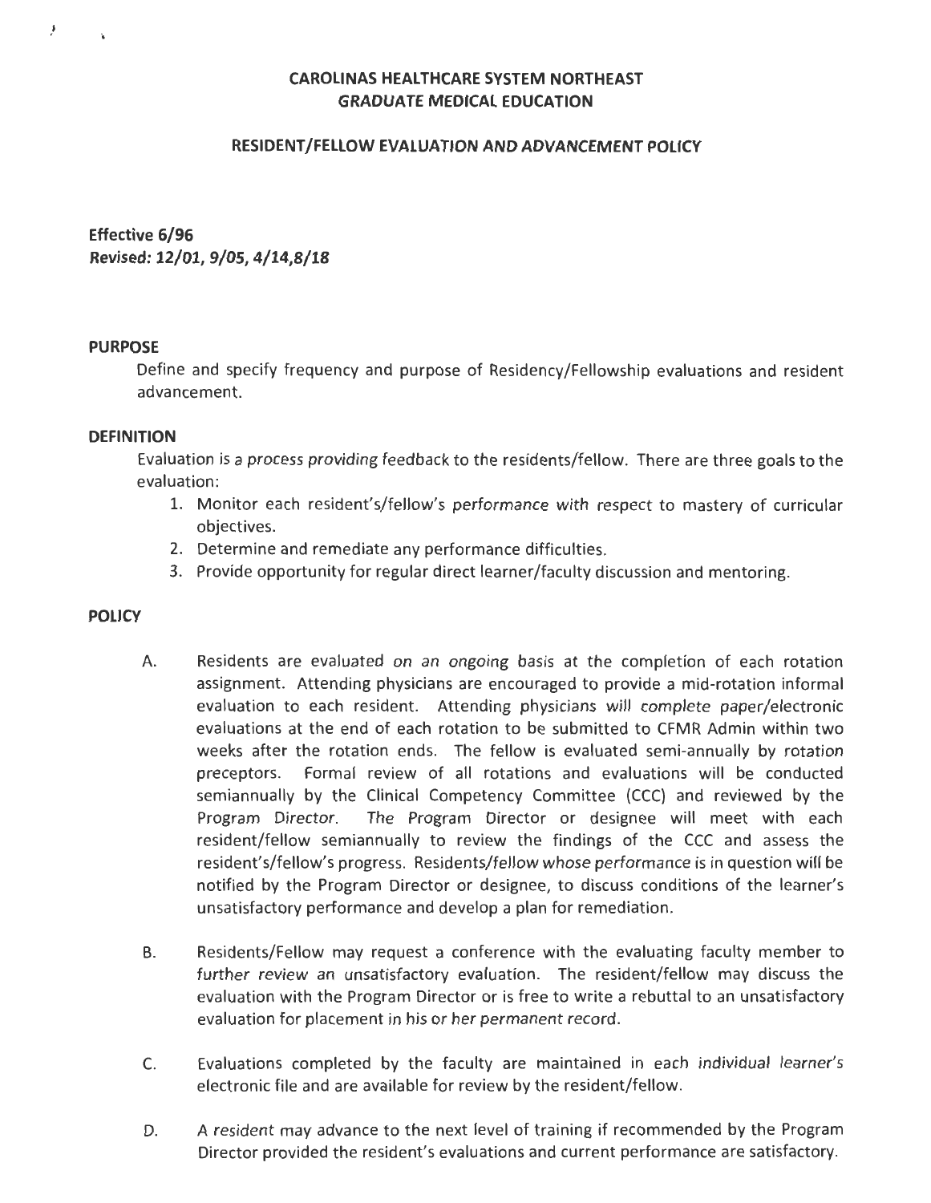# CAROLINAS HEALTHCARE SYSTEM NORTHEAST
# GRADUATE MEDICAL EDUCATION

## RESIDENT/FELLOW EVALUATION AND ADVANCEMENT POLICY

**Effective 6/96**
**Revised: 12/01, 9/05, 4/14,8/18**

### PURPOSE

Define and specify frequency and purpose of Residency/Fellowship evaluations and resident advancement.

### DEFINITION

Evaluation is a process providing feedback to the residents/fellow. There are three goals to the evaluation:

1. Monitor each resident's/fellow's performance with respect to mastery of curricular objectives.
2. Determine and remediate any performance difficulties.
3. Provide opportunity for regular direct learner/faculty discussion and mentoring.

### POLICY

A. Residents are evaluated on an ongoing basis at the completion of each rotation assignment. Attending physicians are encouraged to provide a mid-rotation informal evaluation to each resident. Attending physicians will complete paper/electronic evaluations at the end of each rotation to be submitted to CFMR Admin within two weeks after the rotation ends. The fellow is evaluated semi-annually by rotation preceptors. Formal review of all rotations and evaluations will be conducted semiannually by the Clinical Competency Committee (CCC) and reviewed by the Program Director. The Program Director or designee will meet with each resident/fellow semiannually to review the findings of the CCC and assess the resident's/fellow's progress. Residents/fellow whose performance is in question will be notified by the Program Director or designee, to discuss conditions of the learner's unsatisfactory performance and develop a plan for remediation.

B. Residents/Fellow may request a conference with the evaluating faculty member to further review an unsatisfactory evaluation. The resident/fellow may discuss the evaluation with the Program Director or is free to write a rebuttal to an unsatisfactory evaluation for placement in his or her permanent record.

C. Evaluations completed by the faculty are maintained in each individual learner's electronic file and are available for review by the resident/fellow.

D. A resident may advance to the next level of training if recommended by the Program Director provided the resident's evaluations and current performance are satisfactory.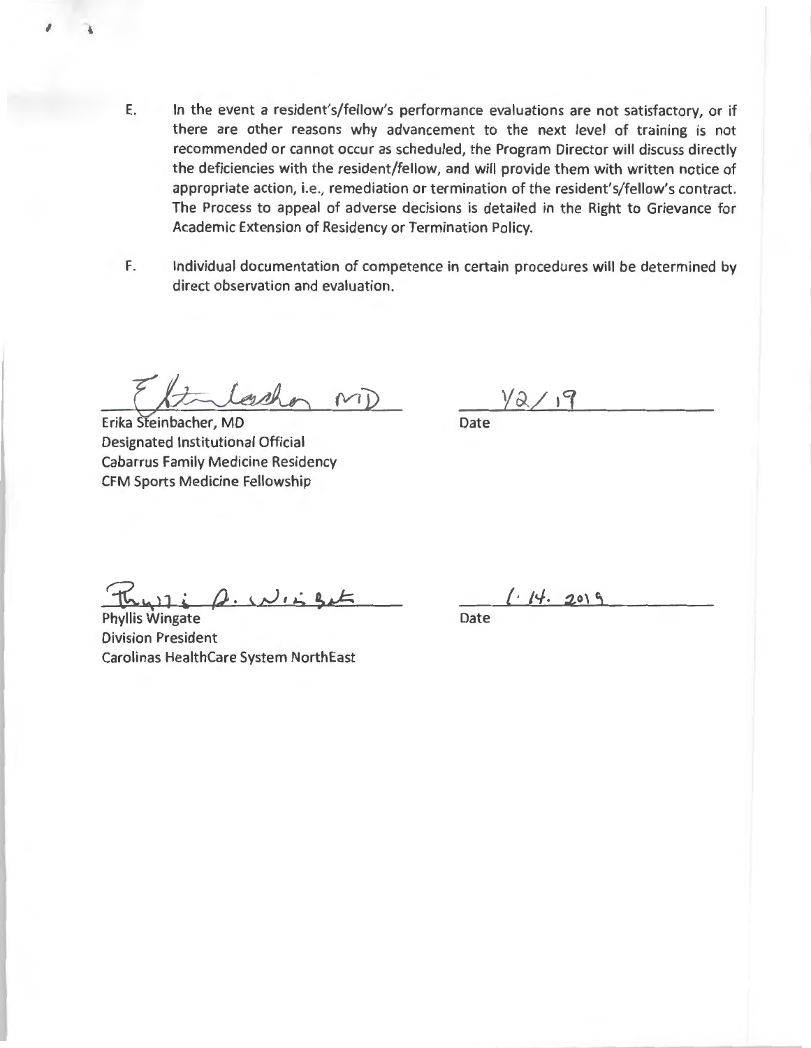E. In the event a resident's/fellow's performance evaluations are not satisfactory, or if there are other reasons why advancement to the next level of training is not recommended or cannot occur as scheduled, the Program Director will discuss directly the deficiencies with the resident/fellow, and will provide them with written notice of appropriate action, i.e., remediation or termination of the resident's/fellow's contract. The Process to appeal of adverse decisions is detailed in the Right to Grievance for Academic Extension of Residency or Termination Policy.

F. Individual documentation of competence in certain procedures will be determined by direct observation and evaluation.

E Steinbacher MD — 1/2/19

Erika Steinbacher, MD
Designated Institutional Official
Cabarrus Family Medicine Residency
CFM Sports Medicine Fellowship

Date

Phyllis A. Wingate — 1.14.2019

Phyllis Wingate
Division President
Carolinas HealthCare System NorthEast

Date